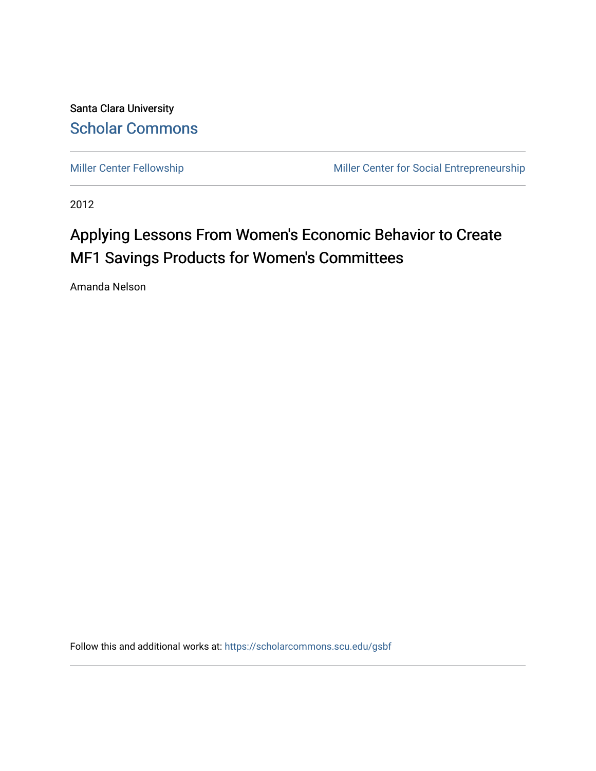Santa Clara University

## Scholar Commons

Miller Center Fellowship

Miller Center for Social Entrepreneurship

2012

# Applying Lessons From Women's Economic Behavior to Create MF1 Savings Products for Women's Committees

Amanda Nelson

Follow this and additional works at: https://scholarcommons.scu.edu/gsbf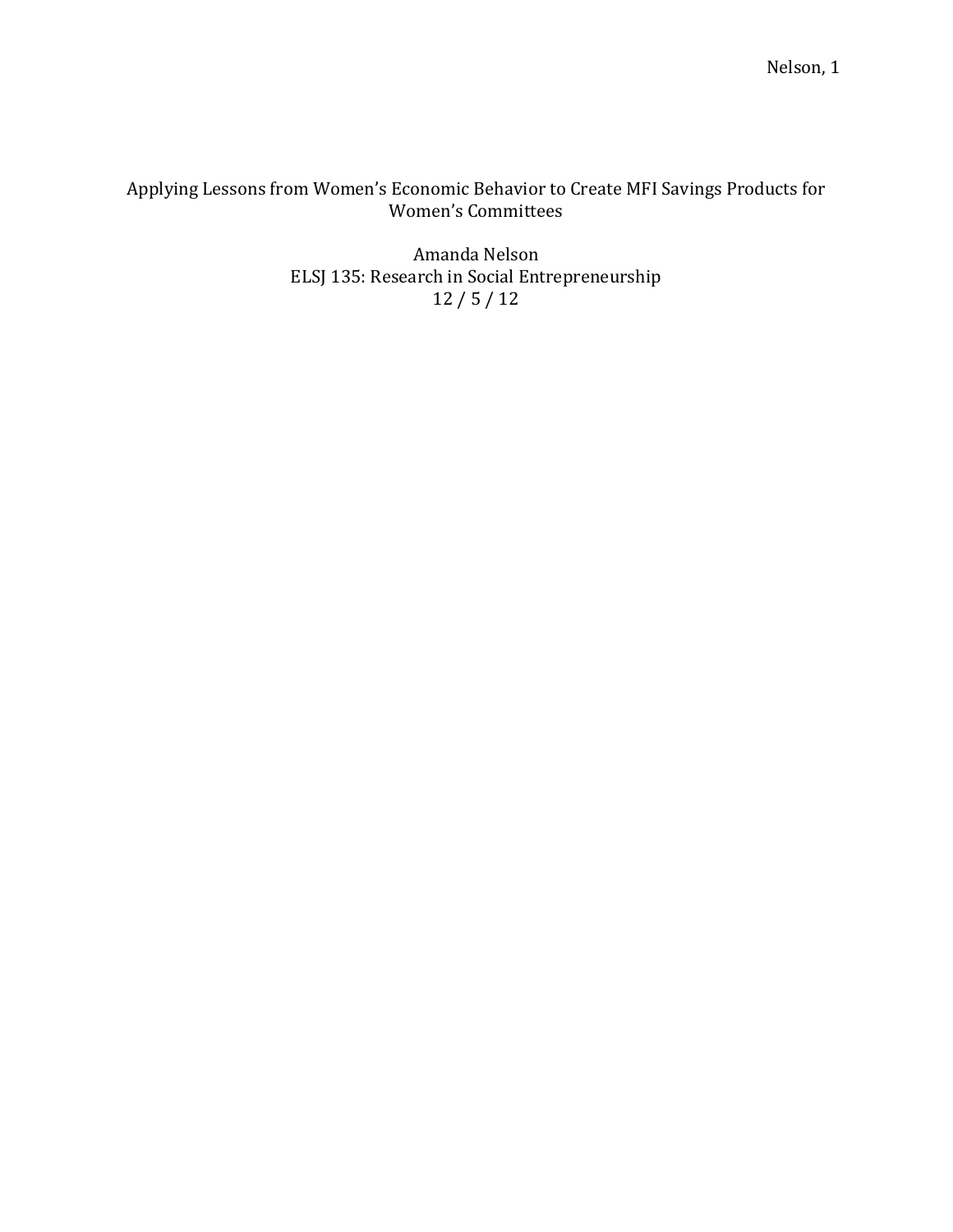# Applying Lessons from Women's Economic Behavior to Create MFI Savings Products for Women's Committees

Amanda Nelson
ELSJ 135: Research in Social Entrepreneurship
12 / 5 / 12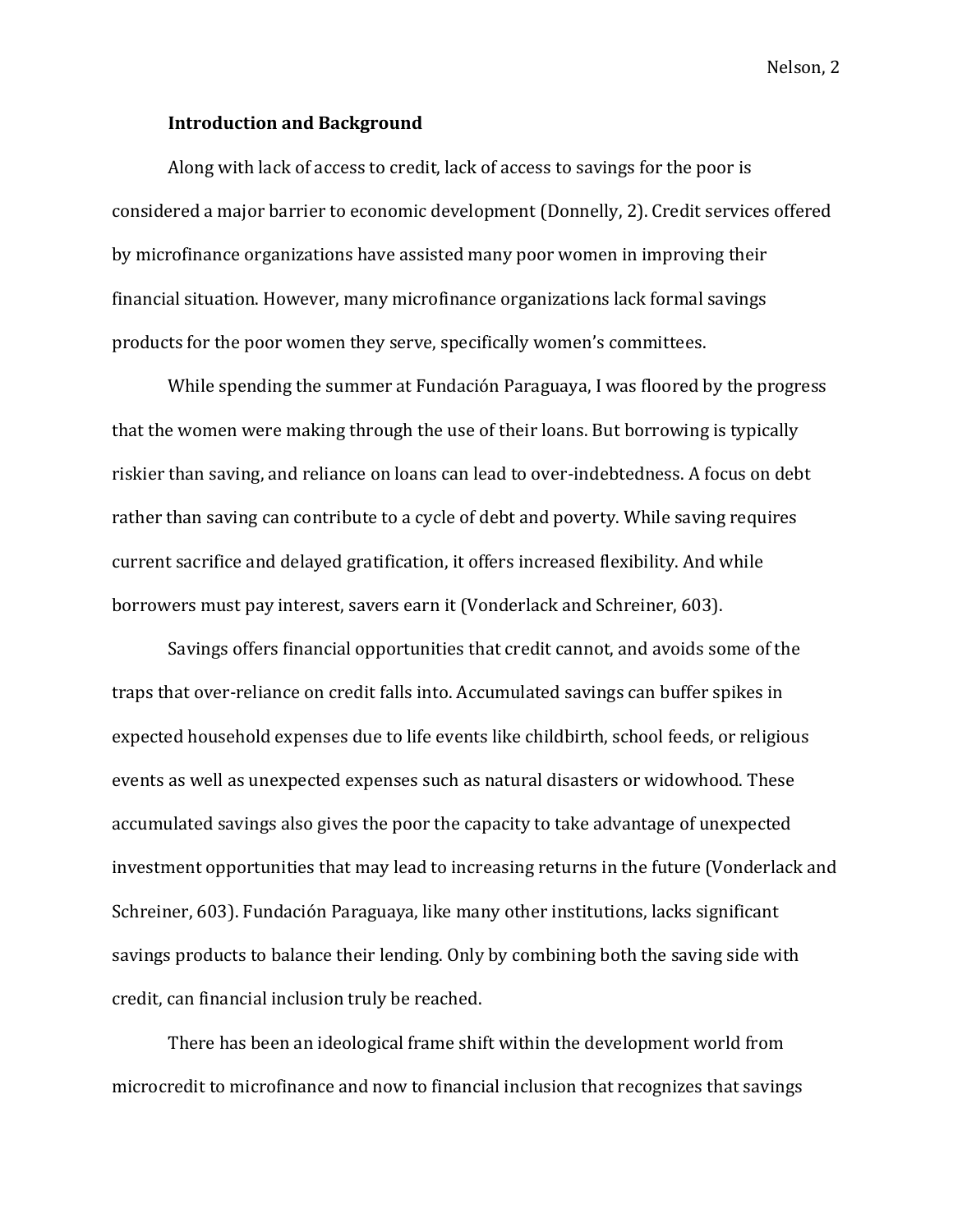**Introduction and Background**

Along with lack of access to credit, lack of access to savings for the poor is considered a major barrier to economic development (Donnelly, 2). Credit services offered by microfinance organizations have assisted many poor women in improving their financial situation. However, many microfinance organizations lack formal savings products for the poor women they serve, specifically women's committees.

While spending the summer at Fundación Paraguaya, I was floored by the progress that the women were making through the use of their loans. But borrowing is typically riskier than saving, and reliance on loans can lead to over-indebtedness. A focus on debt rather than saving can contribute to a cycle of debt and poverty. While saving requires current sacrifice and delayed gratification, it offers increased flexibility. And while borrowers must pay interest, savers earn it (Vonderlack and Schreiner, 603).

Savings offers financial opportunities that credit cannot, and avoids some of the traps that over-reliance on credit falls into. Accumulated savings can buffer spikes in expected household expenses due to life events like childbirth, school feeds, or religious events as well as unexpected expenses such as natural disasters or widowhood. These accumulated savings also gives the poor the capacity to take advantage of unexpected investment opportunities that may lead to increasing returns in the future (Vonderlack and Schreiner, 603). Fundación Paraguaya, like many other institutions, lacks significant savings products to balance their lending. Only by combining both the saving side with credit, can financial inclusion truly be reached.

There has been an ideological frame shift within the development world from microcredit to microfinance and now to financial inclusion that recognizes that savings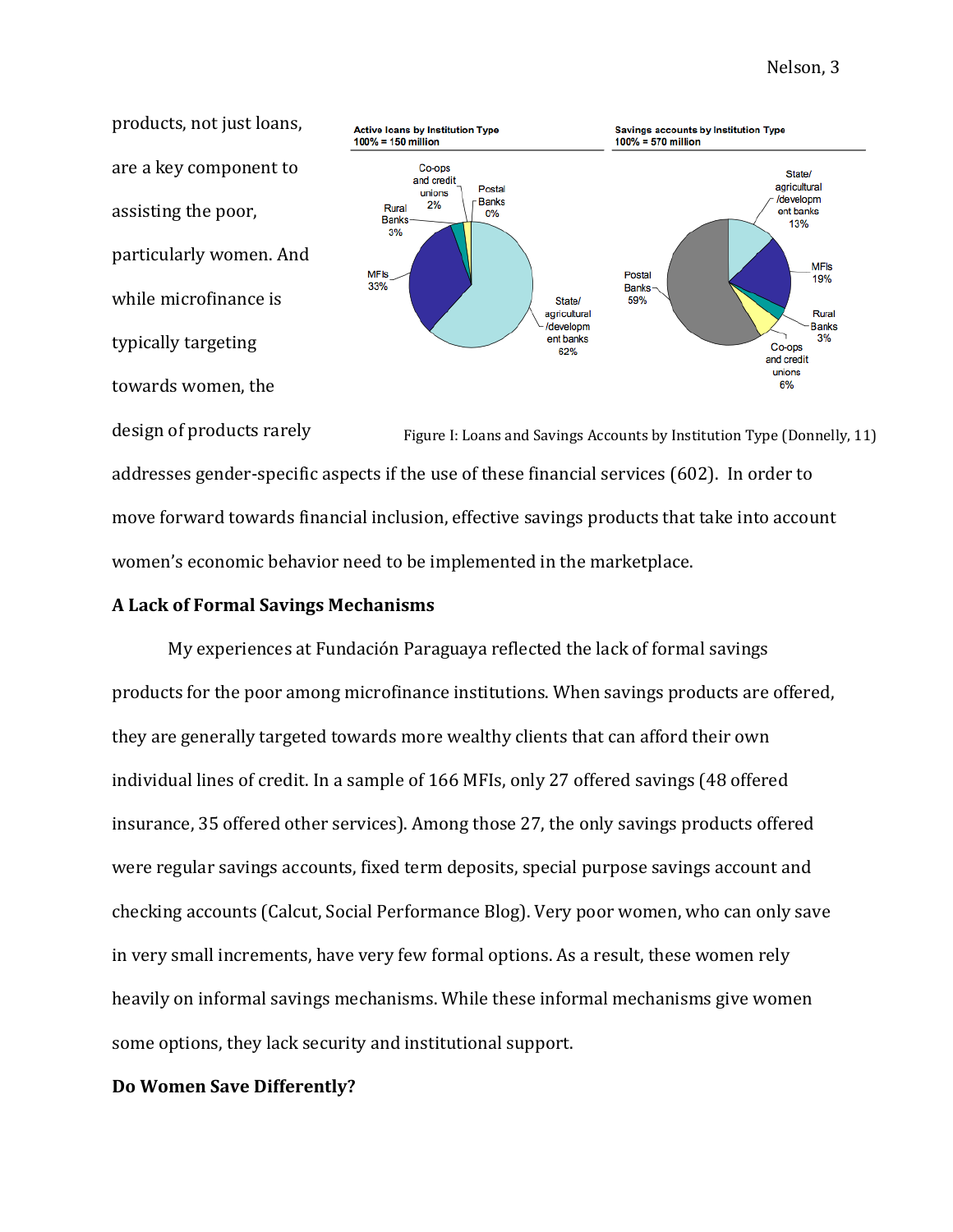products, not just loans, are a key component to assisting the poor, particularly women. And while microfinance is typically targeting towards women, the design of products rarely addresses gender-specific aspects if the use of these financial services (602). In order to move forward towards financial inclusion, effective savings products that take into account women's economic behavior need to be implemented in the marketplace.

Figure I: Loans and Savings Accounts by Institution Type (Donnelly, 11)

## A Lack of Formal Savings Mechanisms

My experiences at Fundación Paraguaya reflected the lack of formal savings products for the poor among microfinance institutions. When savings products are offered, they are generally targeted towards more wealthy clients that can afford their own individual lines of credit. In a sample of 166 MFIs, only 27 offered savings (48 offered insurance, 35 offered other services). Among those 27, the only savings products offered were regular savings accounts, fixed term deposits, special purpose savings account and checking accounts (Calcut, Social Performance Blog). Very poor women, who can only save in very small increments, have very few formal options. As a result, these women rely heavily on informal savings mechanisms. While these informal mechanisms give women some options, they lack security and institutional support.

## Do Women Save Differently?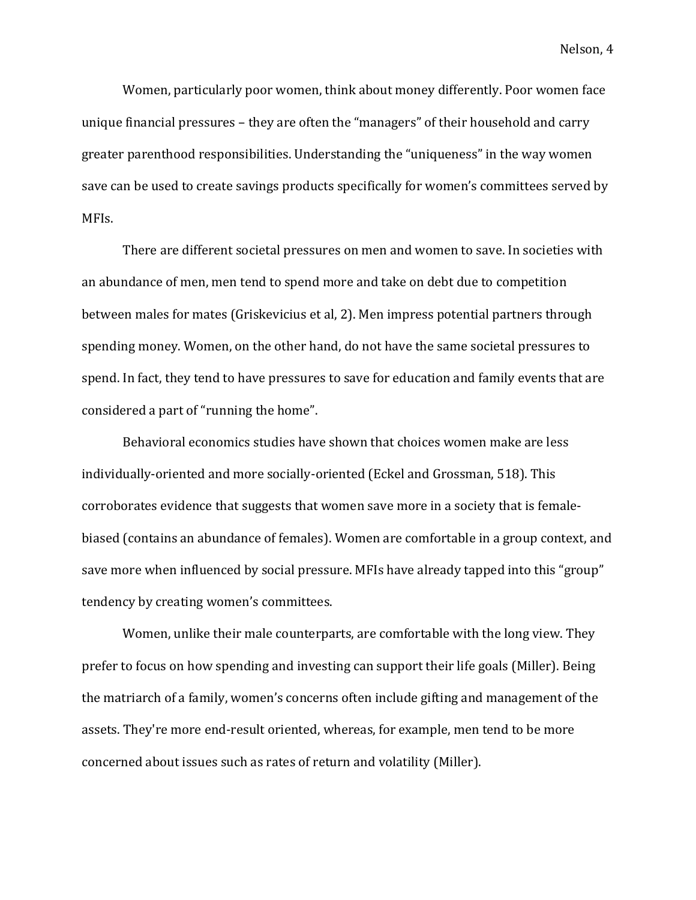Women, particularly poor women, think about money differently. Poor women face unique financial pressures – they are often the "managers" of their household and carry greater parenthood responsibilities. Understanding the "uniqueness" in the way women save can be used to create savings products specifically for women's committees served by MFIs.

There are different societal pressures on men and women to save. In societies with an abundance of men, men tend to spend more and take on debt due to competition between males for mates (Griskevicius et al, 2). Men impress potential partners through spending money. Women, on the other hand, do not have the same societal pressures to spend. In fact, they tend to have pressures to save for education and family events that are considered a part of "running the home".

Behavioral economics studies have shown that choices women make are less individually-oriented and more socially-oriented (Eckel and Grossman, 518). This corroborates evidence that suggests that women save more in a society that is female-biased (contains an abundance of females). Women are comfortable in a group context, and save more when influenced by social pressure. MFIs have already tapped into this "group" tendency by creating women's committees.

Women, unlike their male counterparts, are comfortable with the long view. They prefer to focus on how spending and investing can support their life goals (Miller). Being the matriarch of a family, women's concerns often include gifting and management of the assets. They're more end-result oriented, whereas, for example, men tend to be more concerned about issues such as rates of return and volatility (Miller).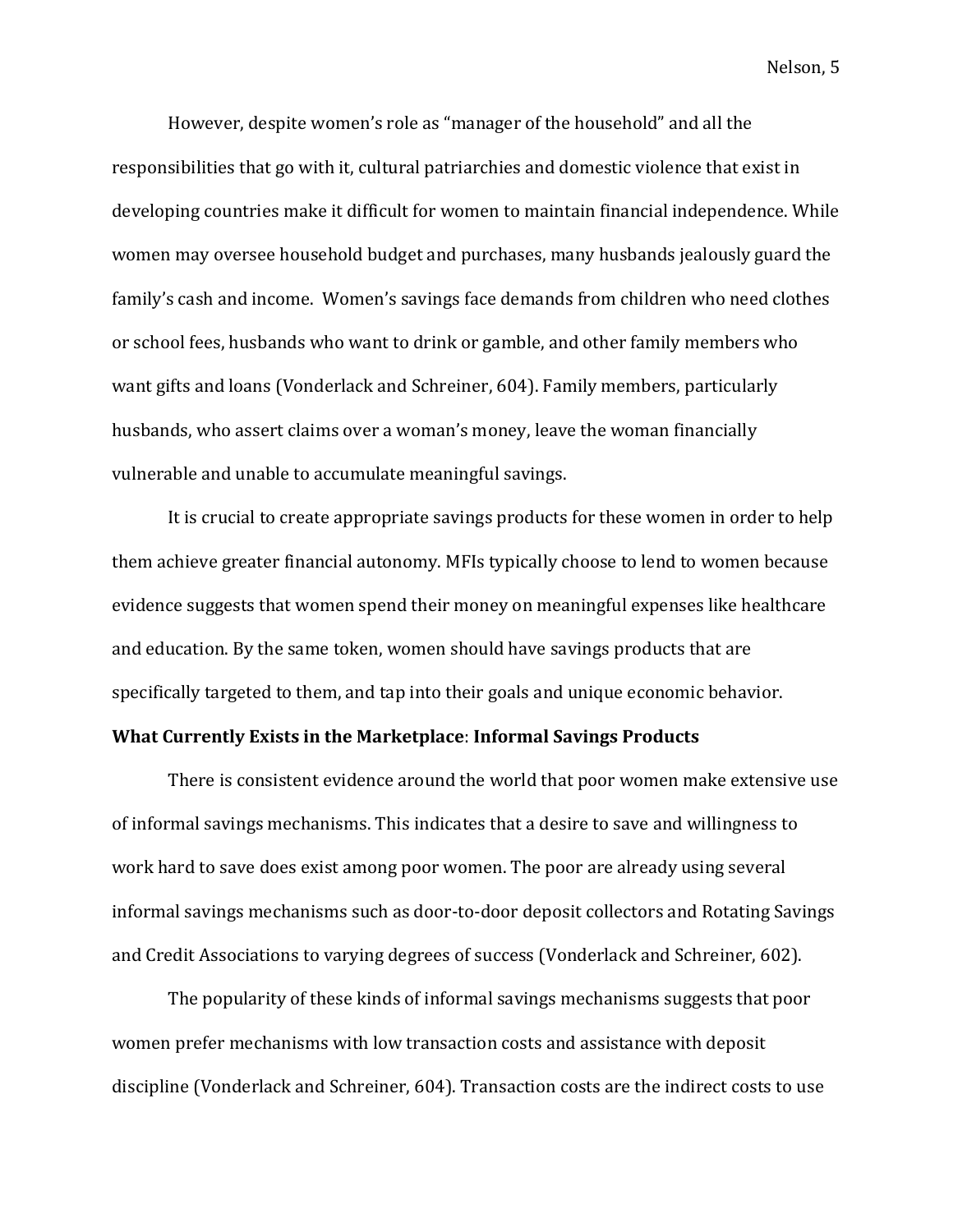However, despite women's role as "manager of the household" and all the responsibilities that go with it, cultural patriarchies and domestic violence that exist in developing countries make it difficult for women to maintain financial independence. While women may oversee household budget and purchases, many husbands jealously guard the family's cash and income. Women's savings face demands from children who need clothes or school fees, husbands who want to drink or gamble, and other family members who want gifts and loans (Vonderlack and Schreiner, 604). Family members, particularly husbands, who assert claims over a woman's money, leave the woman financially vulnerable and unable to accumulate meaningful savings.

It is crucial to create appropriate savings products for these women in order to help them achieve greater financial autonomy. MFIs typically choose to lend to women because evidence suggests that women spend their money on meaningful expenses like healthcare and education. By the same token, women should have savings products that are specifically targeted to them, and tap into their goals and unique economic behavior.

**What Currently Exists in the Marketplace**: **Informal Savings Products**

There is consistent evidence around the world that poor women make extensive use of informal savings mechanisms. This indicates that a desire to save and willingness to work hard to save does exist among poor women. The poor are already using several informal savings mechanisms such as door-to-door deposit collectors and Rotating Savings and Credit Associations to varying degrees of success (Vonderlack and Schreiner, 602).

The popularity of these kinds of informal savings mechanisms suggests that poor women prefer mechanisms with low transaction costs and assistance with deposit discipline (Vonderlack and Schreiner, 604). Transaction costs are the indirect costs to use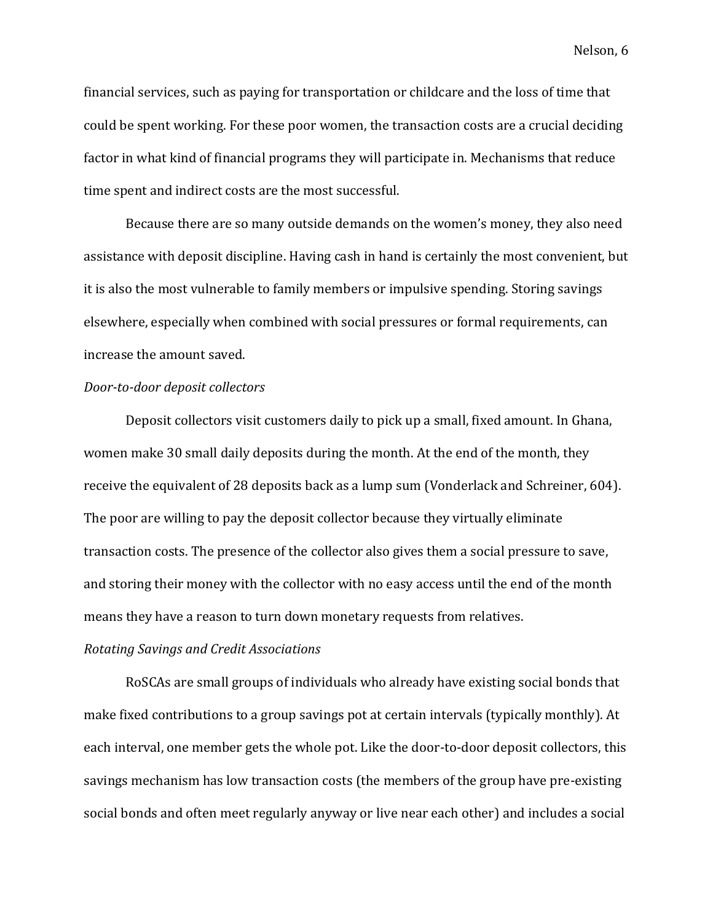financial services, such as paying for transportation or childcare and the loss of time that could be spent working. For these poor women, the transaction costs are a crucial deciding factor in what kind of financial programs they will participate in. Mechanisms that reduce time spent and indirect costs are the most successful.

Because there are so many outside demands on the women's money, they also need assistance with deposit discipline. Having cash in hand is certainly the most convenient, but it is also the most vulnerable to family members or impulsive spending. Storing savings elsewhere, especially when combined with social pressures or formal requirements, can increase the amount saved.

*Door-to-door deposit collectors*

Deposit collectors visit customers daily to pick up a small, fixed amount. In Ghana, women make 30 small daily deposits during the month. At the end of the month, they receive the equivalent of 28 deposits back as a lump sum (Vonderlack and Schreiner, 604). The poor are willing to pay the deposit collector because they virtually eliminate transaction costs. The presence of the collector also gives them a social pressure to save, and storing their money with the collector with no easy access until the end of the month means they have a reason to turn down monetary requests from relatives.

*Rotating Savings and Credit Associations*

RoSCAs are small groups of individuals who already have existing social bonds that make fixed contributions to a group savings pot at certain intervals (typically monthly). At each interval, one member gets the whole pot. Like the door-to-door deposit collectors, this savings mechanism has low transaction costs (the members of the group have pre-existing social bonds and often meet regularly anyway or live near each other) and includes a social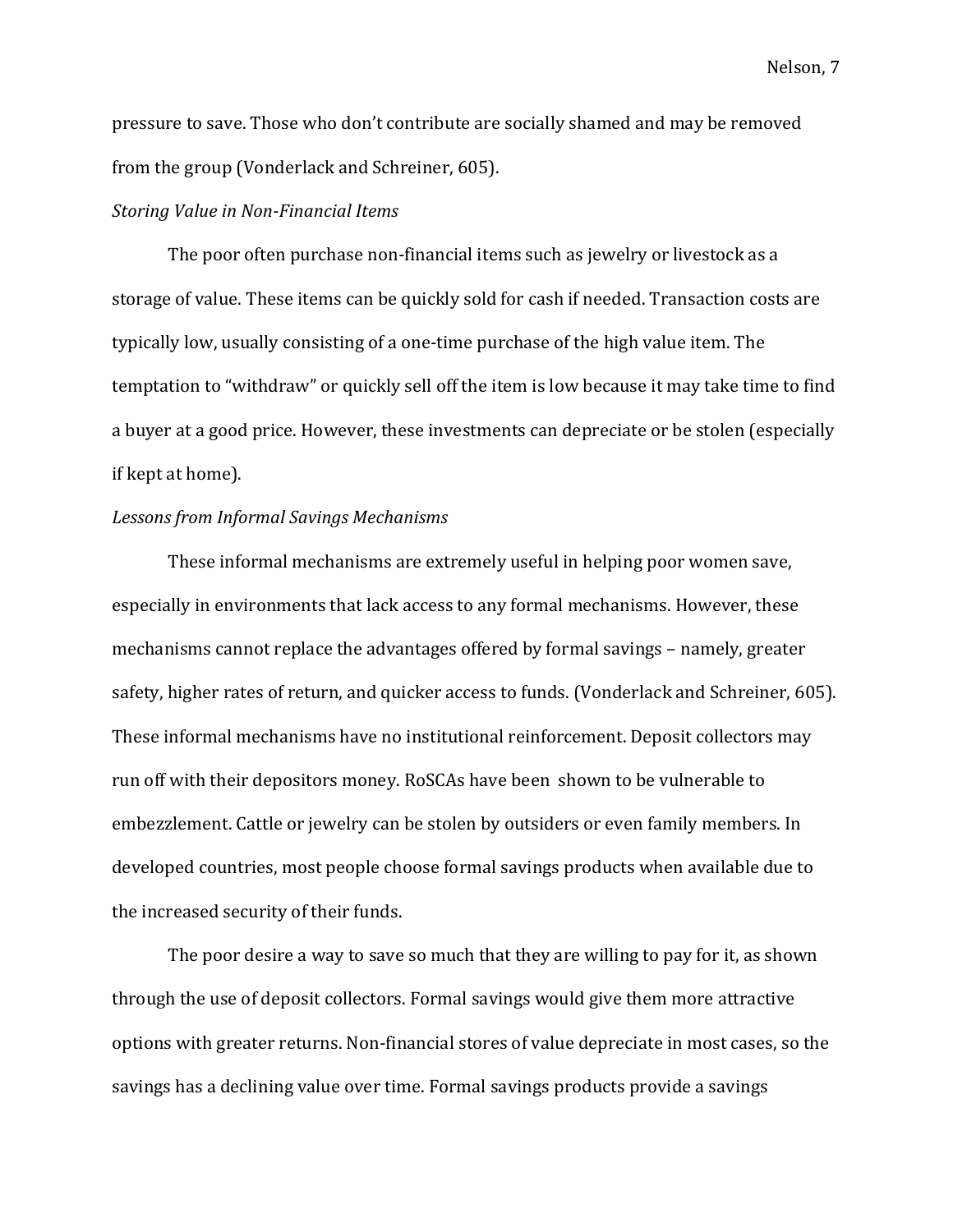pressure to save. Those who don't contribute are socially shamed and may be removed from the group (Vonderlack and Schreiner, 605).

*Storing Value in Non-Financial Items*

The poor often purchase non-financial items such as jewelry or livestock as a storage of value. These items can be quickly sold for cash if needed. Transaction costs are typically low, usually consisting of a one-time purchase of the high value item. The temptation to "withdraw" or quickly sell off the item is low because it may take time to find a buyer at a good price. However, these investments can depreciate or be stolen (especially if kept at home).

*Lessons from Informal Savings Mechanisms*

These informal mechanisms are extremely useful in helping poor women save, especially in environments that lack access to any formal mechanisms. However, these mechanisms cannot replace the advantages offered by formal savings – namely, greater safety, higher rates of return, and quicker access to funds. (Vonderlack and Schreiner, 605). These informal mechanisms have no institutional reinforcement. Deposit collectors may run off with their depositors money. RoSCAs have been shown to be vulnerable to embezzlement. Cattle or jewelry can be stolen by outsiders or even family members. In developed countries, most people choose formal savings products when available due to the increased security of their funds.

The poor desire a way to save so much that they are willing to pay for it, as shown through the use of deposit collectors. Formal savings would give them more attractive options with greater returns. Non-financial stores of value depreciate in most cases, so the savings has a declining value over time. Formal savings products provide a savings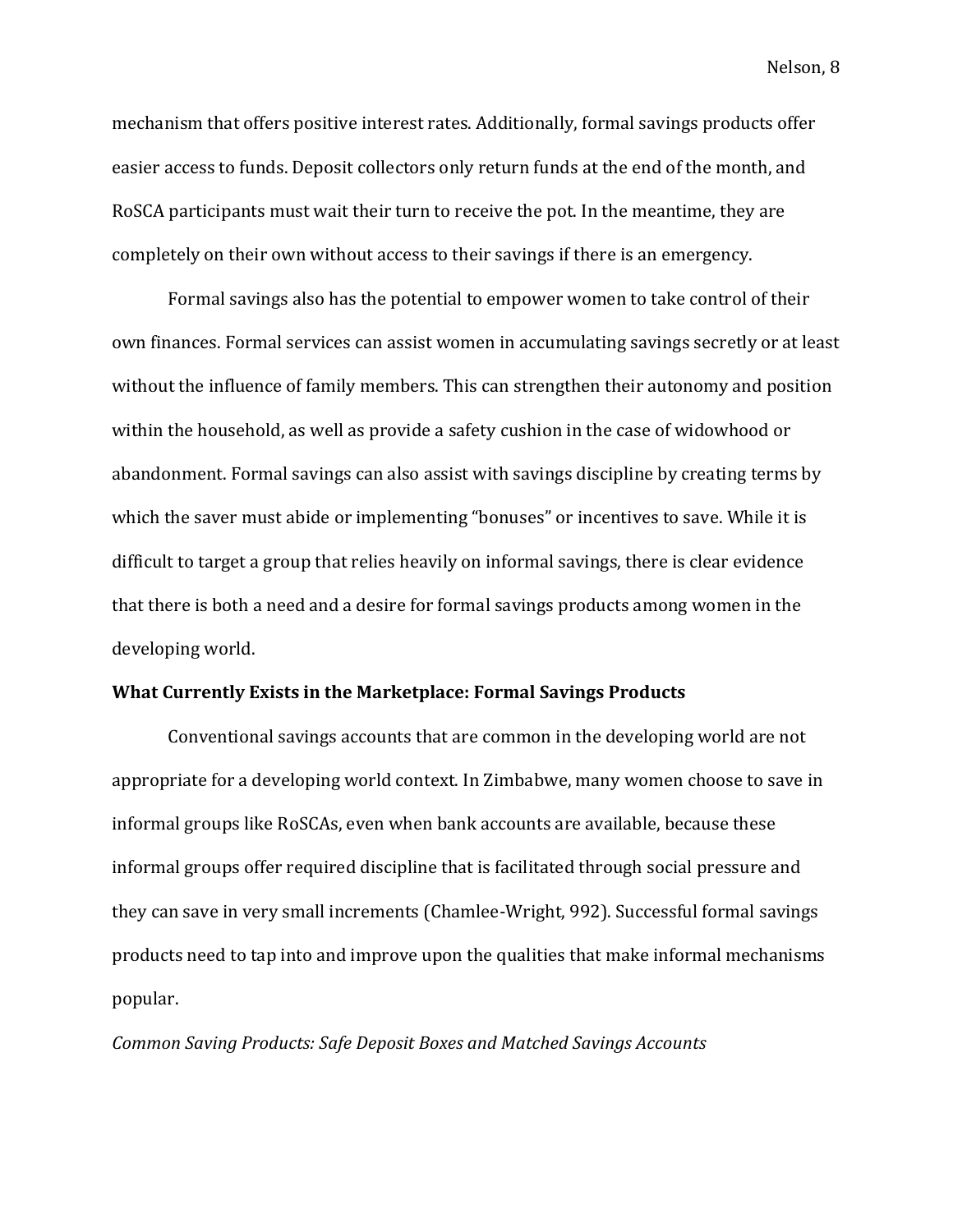mechanism that offers positive interest rates. Additionally, formal savings products offer easier access to funds. Deposit collectors only return funds at the end of the month, and RoSCA participants must wait their turn to receive the pot. In the meantime, they are completely on their own without access to their savings if there is an emergency.

Formal savings also has the potential to empower women to take control of their own finances. Formal services can assist women in accumulating savings secretly or at least without the influence of family members. This can strengthen their autonomy and position within the household, as well as provide a safety cushion in the case of widowhood or abandonment. Formal savings can also assist with savings discipline by creating terms by which the saver must abide or implementing "bonuses" or incentives to save. While it is difficult to target a group that relies heavily on informal savings, there is clear evidence that there is both a need and a desire for formal savings products among women in the developing world.

**What Currently Exists in the Marketplace: Formal Savings Products**

Conventional savings accounts that are common in the developing world are not appropriate for a developing world context. In Zimbabwe, many women choose to save in informal groups like RoSCAs, even when bank accounts are available, because these informal groups offer required discipline that is facilitated through social pressure and they can save in very small increments (Chamlee-Wright, 992). Successful formal savings products need to tap into and improve upon the qualities that make informal mechanisms popular.

*Common Saving Products: Safe Deposit Boxes and Matched Savings Accounts*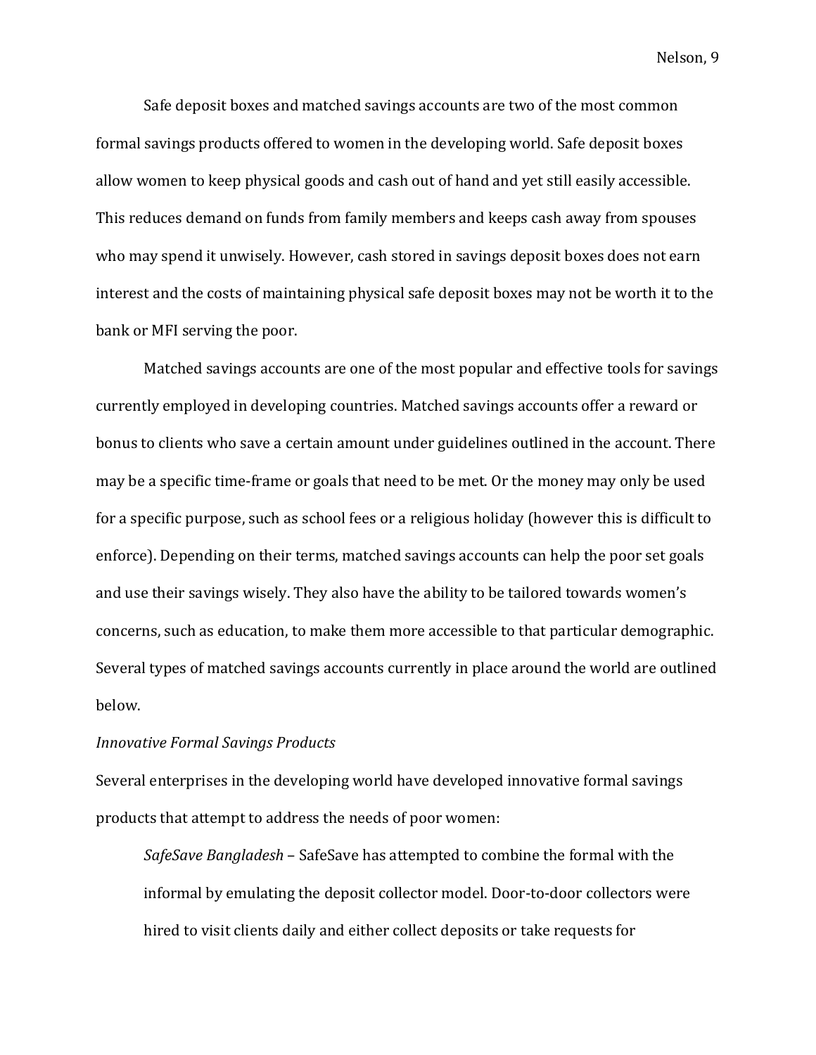Safe deposit boxes and matched savings accounts are two of the most common formal savings products offered to women in the developing world. Safe deposit boxes allow women to keep physical goods and cash out of hand and yet still easily accessible. This reduces demand on funds from family members and keeps cash away from spouses who may spend it unwisely. However, cash stored in savings deposit boxes does not earn interest and the costs of maintaining physical safe deposit boxes may not be worth it to the bank or MFI serving the poor.

Matched savings accounts are one of the most popular and effective tools for savings currently employed in developing countries. Matched savings accounts offer a reward or bonus to clients who save a certain amount under guidelines outlined in the account. There may be a specific time-frame or goals that need to be met. Or the money may only be used for a specific purpose, such as school fees or a religious holiday (however this is difficult to enforce). Depending on their terms, matched savings accounts can help the poor set goals and use their savings wisely. They also have the ability to be tailored towards women's concerns, such as education, to make them more accessible to that particular demographic. Several types of matched savings accounts currently in place around the world are outlined below.

*Innovative Formal Savings Products*

Several enterprises in the developing world have developed innovative formal savings products that attempt to address the needs of poor women:

> *SafeSave Bangladesh* – SafeSave has attempted to combine the formal with the informal by emulating the deposit collector model. Door-to-door collectors were hired to visit clients daily and either collect deposits or take requests for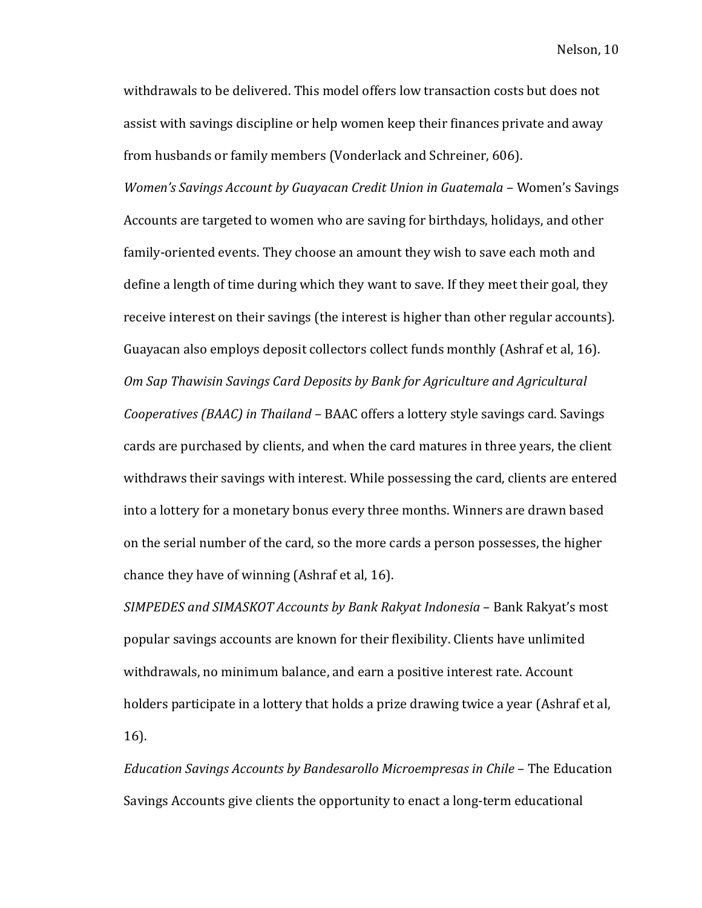withdrawals to be delivered. This model offers low transaction costs but does not assist with savings discipline or help women keep their finances private and away from husbands or family members (Vonderlack and Schreiner, 606).

*Women's Savings Account by Guayacan Credit Union in Guatemala* – Women's Savings Accounts are targeted to women who are saving for birthdays, holidays, and other family-oriented events. They choose an amount they wish to save each moth and define a length of time during which they want to save. If they meet their goal, they receive interest on their savings (the interest is higher than other regular accounts). Guayacan also employs deposit collectors collect funds monthly (Ashraf et al, 16).

*Om Sap Thawisin Savings Card Deposits by Bank for Agriculture and Agricultural Cooperatives (BAAC) in Thailand* – BAAC offers a lottery style savings card. Savings cards are purchased by clients, and when the card matures in three years, the client withdraws their savings with interest. While possessing the card, clients are entered into a lottery for a monetary bonus every three months. Winners are drawn based on the serial number of the card, so the more cards a person possesses, the higher chance they have of winning (Ashraf et al, 16).

*SIMPEDES and SIMASKOT Accounts by Bank Rakyat Indonesia* – Bank Rakyat's most popular savings accounts are known for their flexibility. Clients have unlimited withdrawals, no minimum balance, and earn a positive interest rate. Account holders participate in a lottery that holds a prize drawing twice a year (Ashraf et al, 16).

*Education Savings Accounts by Bandesarollo Microempresas in Chile* – The Education Savings Accounts give clients the opportunity to enact a long-term educational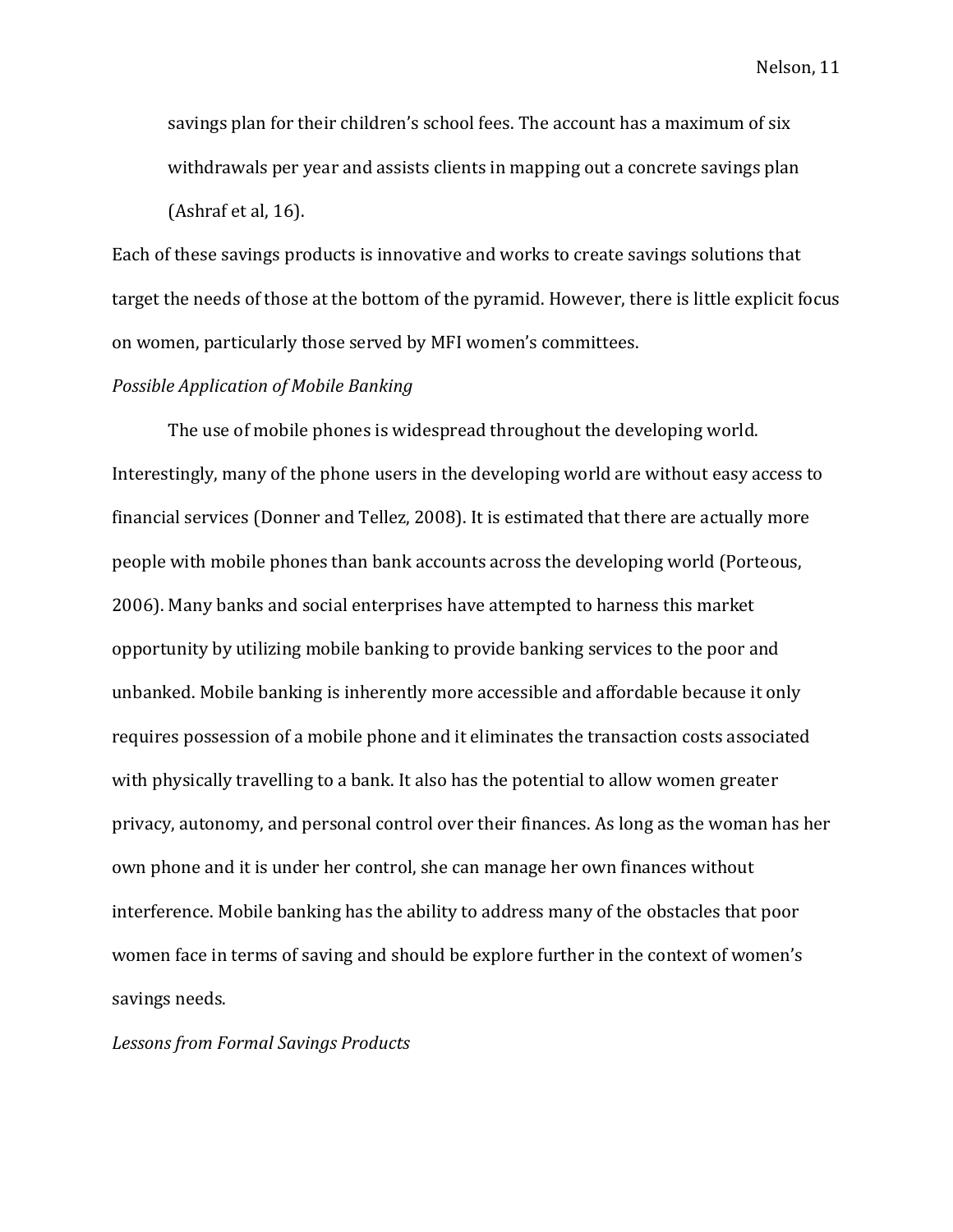savings plan for their children's school fees. The account has a maximum of six withdrawals per year and assists clients in mapping out a concrete savings plan (Ashraf et al, 16).

Each of these savings products is innovative and works to create savings solutions that target the needs of those at the bottom of the pyramid. However, there is little explicit focus on women, particularly those served by MFI women's committees.

*Possible Application of Mobile Banking*

The use of mobile phones is widespread throughout the developing world. Interestingly, many of the phone users in the developing world are without easy access to financial services (Donner and Tellez, 2008). It is estimated that there are actually more people with mobile phones than bank accounts across the developing world (Porteous, 2006). Many banks and social enterprises have attempted to harness this market opportunity by utilizing mobile banking to provide banking services to the poor and unbanked. Mobile banking is inherently more accessible and affordable because it only requires possession of a mobile phone and it eliminates the transaction costs associated with physically travelling to a bank. It also has the potential to allow women greater privacy, autonomy, and personal control over their finances. As long as the woman has her own phone and it is under her control, she can manage her own finances without interference. Mobile banking has the ability to address many of the obstacles that poor women face in terms of saving and should be explore further in the context of women's savings needs.

*Lessons from Formal Savings Products*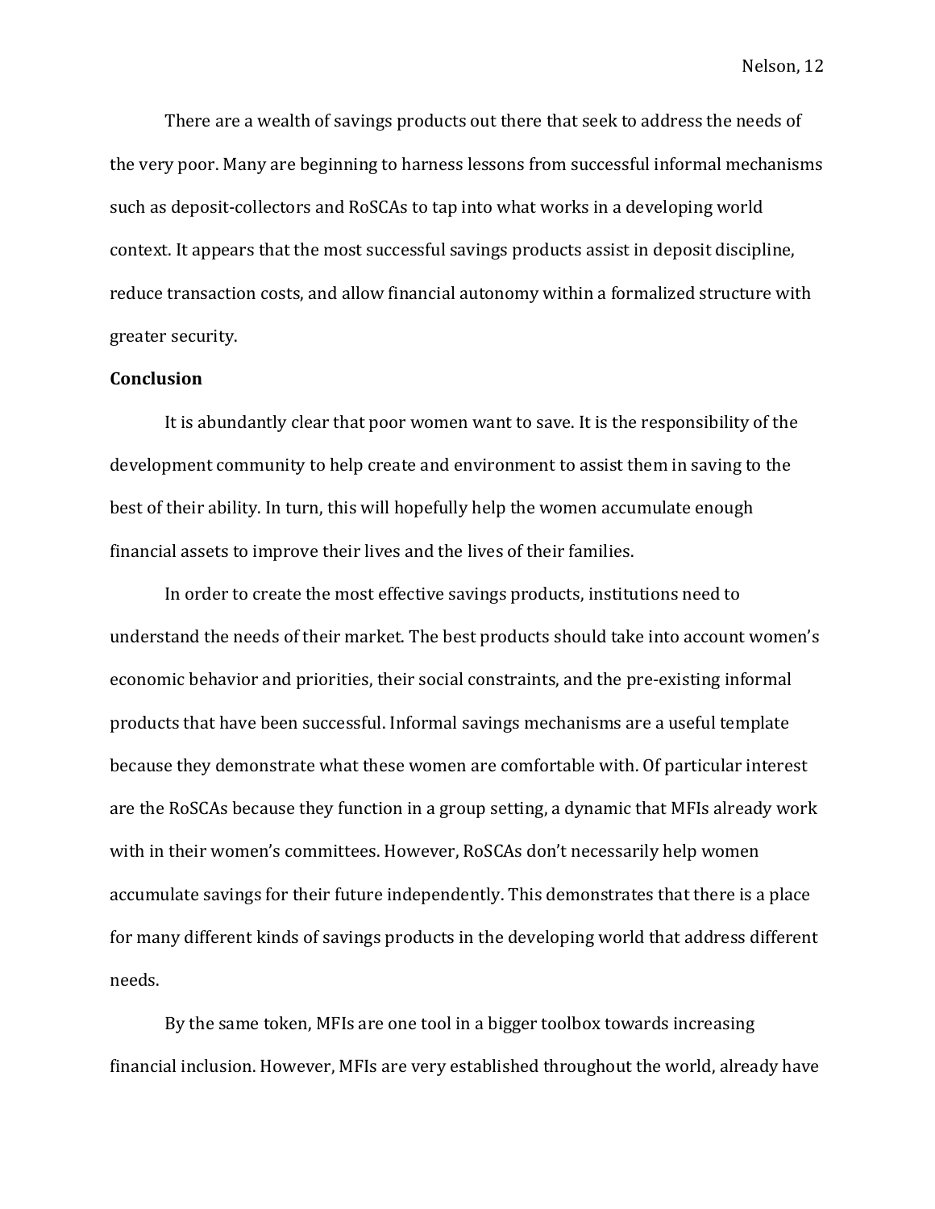There are a wealth of savings products out there that seek to address the needs of the very poor. Many are beginning to harness lessons from successful informal mechanisms such as deposit-collectors and RoSCAs to tap into what works in a developing world context. It appears that the most successful savings products assist in deposit discipline, reduce transaction costs, and allow financial autonomy within a formalized structure with greater security.

**Conclusion**

It is abundantly clear that poor women want to save. It is the responsibility of the development community to help create and environment to assist them in saving to the best of their ability. In turn, this will hopefully help the women accumulate enough financial assets to improve their lives and the lives of their families.

In order to create the most effective savings products, institutions need to understand the needs of their market. The best products should take into account women's economic behavior and priorities, their social constraints, and the pre-existing informal products that have been successful. Informal savings mechanisms are a useful template because they demonstrate what these women are comfortable with. Of particular interest are the RoSCAs because they function in a group setting, a dynamic that MFIs already work with in their women's committees. However, RoSCAs don't necessarily help women accumulate savings for their future independently. This demonstrates that there is a place for many different kinds of savings products in the developing world that address different needs.

By the same token, MFIs are one tool in a bigger toolbox towards increasing financial inclusion. However, MFIs are very established throughout the world, already have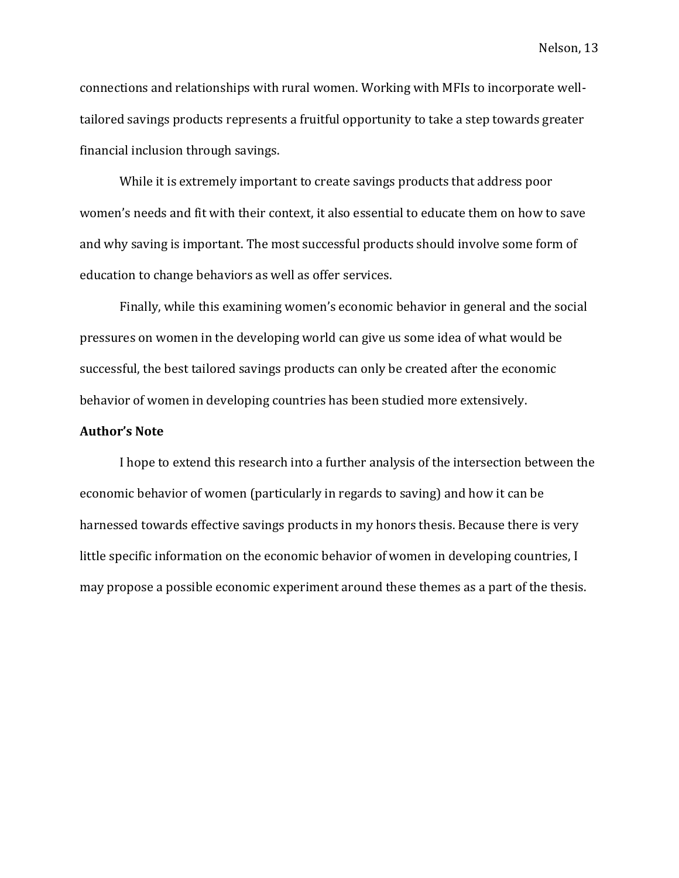connections and relationships with rural women. Working with MFIs to incorporate well-tailored savings products represents a fruitful opportunity to take a step towards greater financial inclusion through savings.

While it is extremely important to create savings products that address poor women's needs and fit with their context, it also essential to educate them on how to save and why saving is important. The most successful products should involve some form of education to change behaviors as well as offer services.

Finally, while this examining women's economic behavior in general and the social pressures on women in the developing world can give us some idea of what would be successful, the best tailored savings products can only be created after the economic behavior of women in developing countries has been studied more extensively.

**Author's Note**

I hope to extend this research into a further analysis of the intersection between the economic behavior of women (particularly in regards to saving) and how it can be harnessed towards effective savings products in my honors thesis. Because there is very little specific information on the economic behavior of women in developing countries, I may propose a possible economic experiment around these themes as a part of the thesis.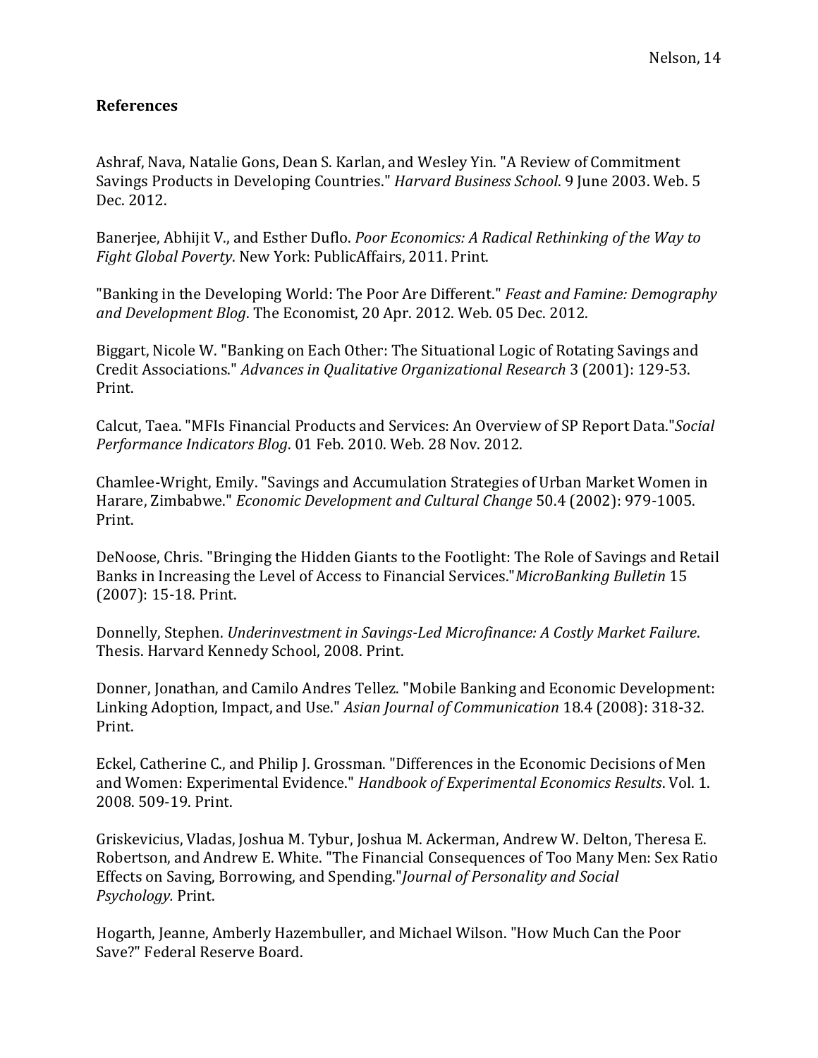**References**

Ashraf, Nava, Natalie Gons, Dean S. Karlan, and Wesley Yin. "A Review of Commitment Savings Products in Developing Countries." *Harvard Business School*. 9 June 2003. Web. 5 Dec. 2012.

Banerjee, Abhijit V., and Esther Duflo. *Poor Economics: A Radical Rethinking of the Way to Fight Global Poverty*. New York: PublicAffairs, 2011. Print.

"Banking in the Developing World: The Poor Are Different." *Feast and Famine: Demography and Development Blog*. The Economist, 20 Apr. 2012. Web. 05 Dec. 2012.

Biggart, Nicole W. "Banking on Each Other: The Situational Logic of Rotating Savings and Credit Associations." *Advances in Qualitative Organizational Research* 3 (2001): 129-53. Print.

Calcut, Taea. "MFIs Financial Products and Services: An Overview of SP Report Data."*Social Performance Indicators Blog*. 01 Feb. 2010. Web. 28 Nov. 2012.

Chamlee-Wright, Emily. "Savings and Accumulation Strategies of Urban Market Women in Harare, Zimbabwe." *Economic Development and Cultural Change* 50.4 (2002): 979-1005. Print.

DeNoose, Chris. "Bringing the Hidden Giants to the Footlight: The Role of Savings and Retail Banks in Increasing the Level of Access to Financial Services."*MicroBanking Bulletin* 15 (2007): 15-18. Print.

Donnelly, Stephen. *Underinvestment in Savings-Led Microfinance: A Costly Market Failure*. Thesis. Harvard Kennedy School, 2008. Print.

Donner, Jonathan, and Camilo Andres Tellez. "Mobile Banking and Economic Development: Linking Adoption, Impact, and Use." *Asian Journal of Communication* 18.4 (2008): 318-32. Print.

Eckel, Catherine C., and Philip J. Grossman. "Differences in the Economic Decisions of Men and Women: Experimental Evidence." *Handbook of Experimental Economics Results*. Vol. 1. 2008. 509-19. Print.

Griskevicius, Vladas, Joshua M. Tybur, Joshua M. Ackerman, Andrew W. Delton, Theresa E. Robertson, and Andrew E. White. "The Financial Consequences of Too Many Men: Sex Ratio Effects on Saving, Borrowing, and Spending."*Journal of Personality and Social Psychology.* Print.

Hogarth, Jeanne, Amberly Hazembuller, and Michael Wilson. "How Much Can the Poor Save?" Federal Reserve Board.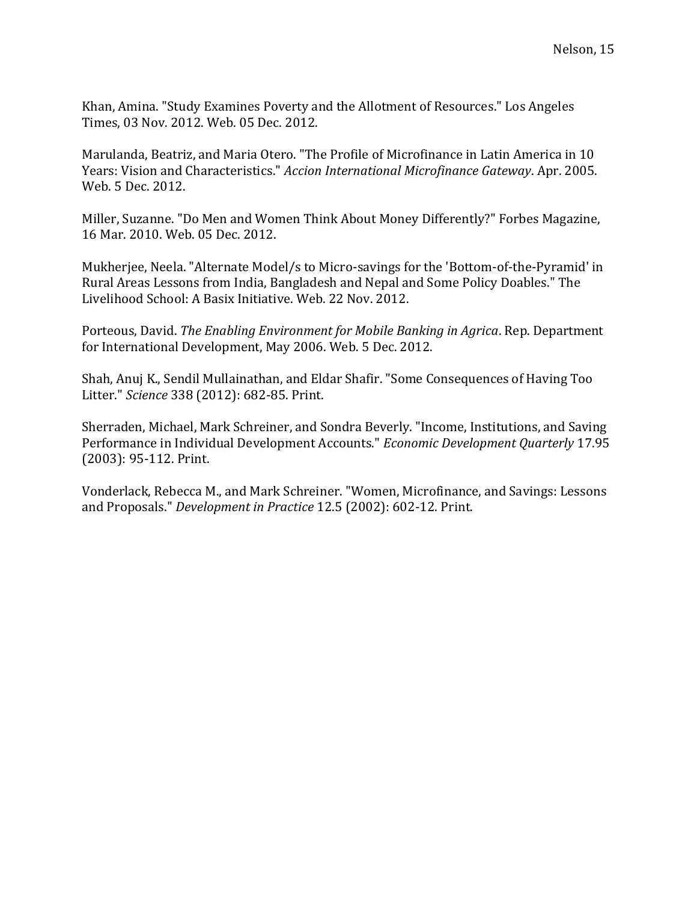Khan, Amina. "Study Examines Poverty and the Allotment of Resources." Los Angeles Times, 03 Nov. 2012. Web. 05 Dec. 2012.

Marulanda, Beatriz, and Maria Otero. "The Profile of Microfinance in Latin America in 10 Years: Vision and Characteristics." *Accion International Microfinance Gateway*. Apr. 2005. Web. 5 Dec. 2012.

Miller, Suzanne. "Do Men and Women Think About Money Differently?" Forbes Magazine, 16 Mar. 2010. Web. 05 Dec. 2012.

Mukherjee, Neela. "Alternate Model/s to Micro-savings for the 'Bottom-of-the-Pyramid' in Rural Areas Lessons from India, Bangladesh and Nepal and Some Policy Doables." The Livelihood School: A Basix Initiative. Web. 22 Nov. 2012.

Porteous, David. *The Enabling Environment for Mobile Banking in Agrica*. Rep. Department for International Development, May 2006. Web. 5 Dec. 2012.

Shah, Anuj K., Sendil Mullainathan, and Eldar Shafir. "Some Consequences of Having Too Litter." *Science* 338 (2012): 682-85. Print.

Sherraden, Michael, Mark Schreiner, and Sondra Beverly. "Income, Institutions, and Saving Performance in Individual Development Accounts." *Economic Development Quarterly* 17.95 (2003): 95-112. Print.

Vonderlack, Rebecca M., and Mark Schreiner. "Women, Microfinance, and Savings: Lessons and Proposals." *Development in Practice* 12.5 (2002): 602-12. Print.